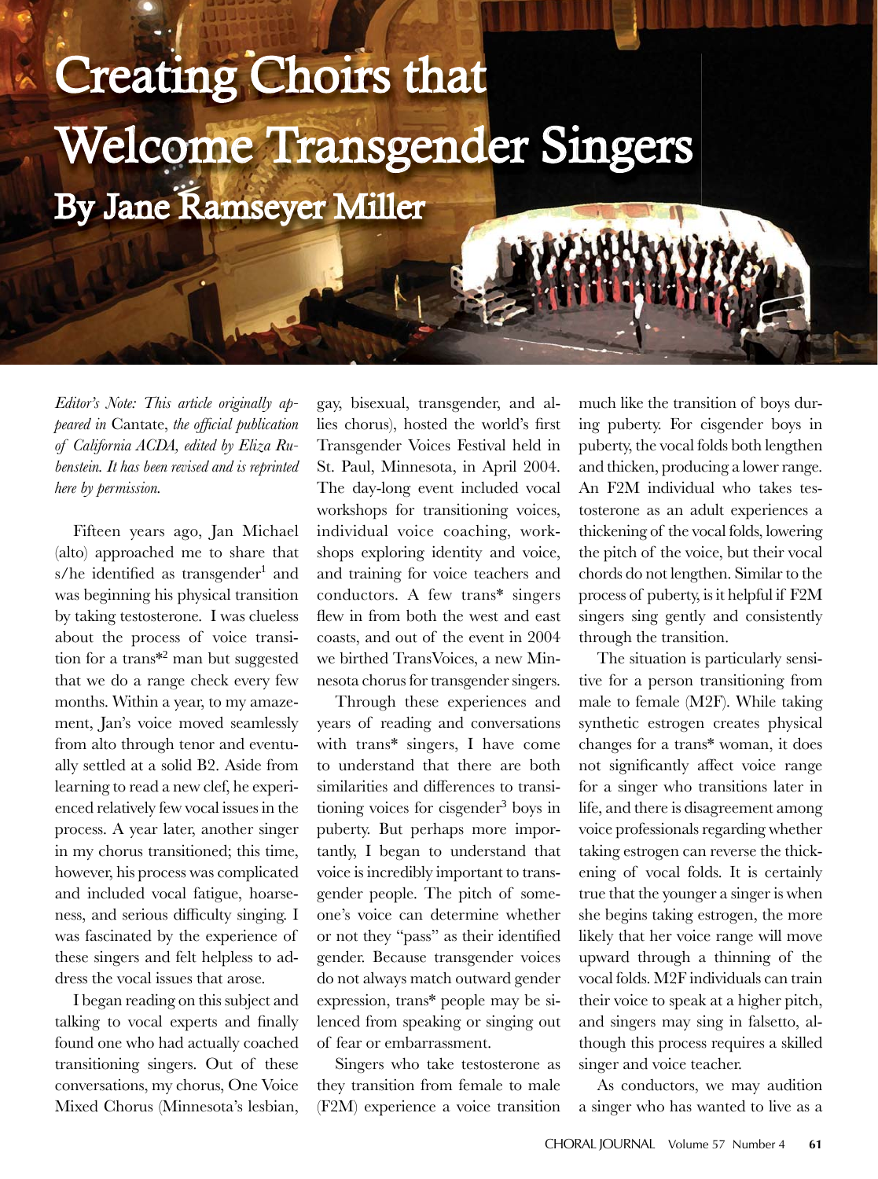# Creating Choirs that Welcome Transgender Singers

## By Jane Ramseyer Miller

*Editor's Note: This article originally appeared in* Cantate, *the official publication of California ACDA, edited by Eliza Rubenstein. It has been revised and is reprinted here by permission.*

Fifteen years ago, Jan Michael (alto) approached me to share that s/he identified as transgender[1] and was beginning his physical transition by taking testosterone. I was clueless about the process of voice transition for a trans*[2] man but suggested that we do a range check every few months. Within a year, to my amazement, Jan's voice moved seamlessly from alto through tenor and eventually settled at a solid B2. Aside from learning to read a new clef, he experienced relatively few vocal issues in the process. A year later, another singer in my chorus transitioned; this time, however, his process was complicated and included vocal fatigue, hoarseness, and serious difficulty singing. I was fascinated by the experience of these singers and felt helpless to address the vocal issues that arose.

I began reading on this subject and talking to vocal experts and finally found one who had actually coached transitioning singers. Out of these conversations, my chorus, One Voice Mixed Chorus (Minnesota's lesbian, gay, bisexual, transgender, and allies chorus), hosted the world's first Transgender Voices Festival held in St. Paul, Minnesota, in April 2004. The day-long event included vocal workshops for transitioning voices, individual voice coaching, workshops exploring identity and voice, and training for voice teachers and conductors. A few trans* singers flew in from both the west and east coasts, and out of the event in 2004 we birthed TransVoices, a new Minnesota chorus for transgender singers.

Through these experiences and years of reading and conversations with trans* singers, I have come to understand that there are both similarities and differences to transitioning voices for cisgender[3] boys in puberty. But perhaps more importantly, I began to understand that voice is incredibly important to transgender people. The pitch of someone's voice can determine whether or not they "pass" as their identified gender. Because transgender voices do not always match outward gender expression, trans* people may be silenced from speaking or singing out of fear or embarrassment.

Singers who take testosterone as they transition from female to male (F2M) experience a voice transition much like the transition of boys during puberty. For cisgender boys in puberty, the vocal folds both lengthen and thicken, producing a lower range. An F2M individual who takes testosterone as an adult experiences a thickening of the vocal folds, lowering the pitch of the voice, but their vocal chords do not lengthen. Similar to the process of puberty, is it helpful if F2M singers sing gently and consistently through the transition.

The situation is particularly sensitive for a person transitioning from male to female (M2F). While taking synthetic estrogen creates physical changes for a trans* woman, it does not significantly affect voice range for a singer who transitions later in life, and there is disagreement among voice professionals regarding whether taking estrogen can reverse the thickening of vocal folds. It is certainly true that the younger a singer is when she begins taking estrogen, the more likely that her voice range will move upward through a thinning of the vocal folds. M2F individuals can train their voice to speak at a higher pitch, and singers may sing in falsetto, although this process requires a skilled singer and voice teacher.

As conductors, we may audition a singer who has wanted to live as a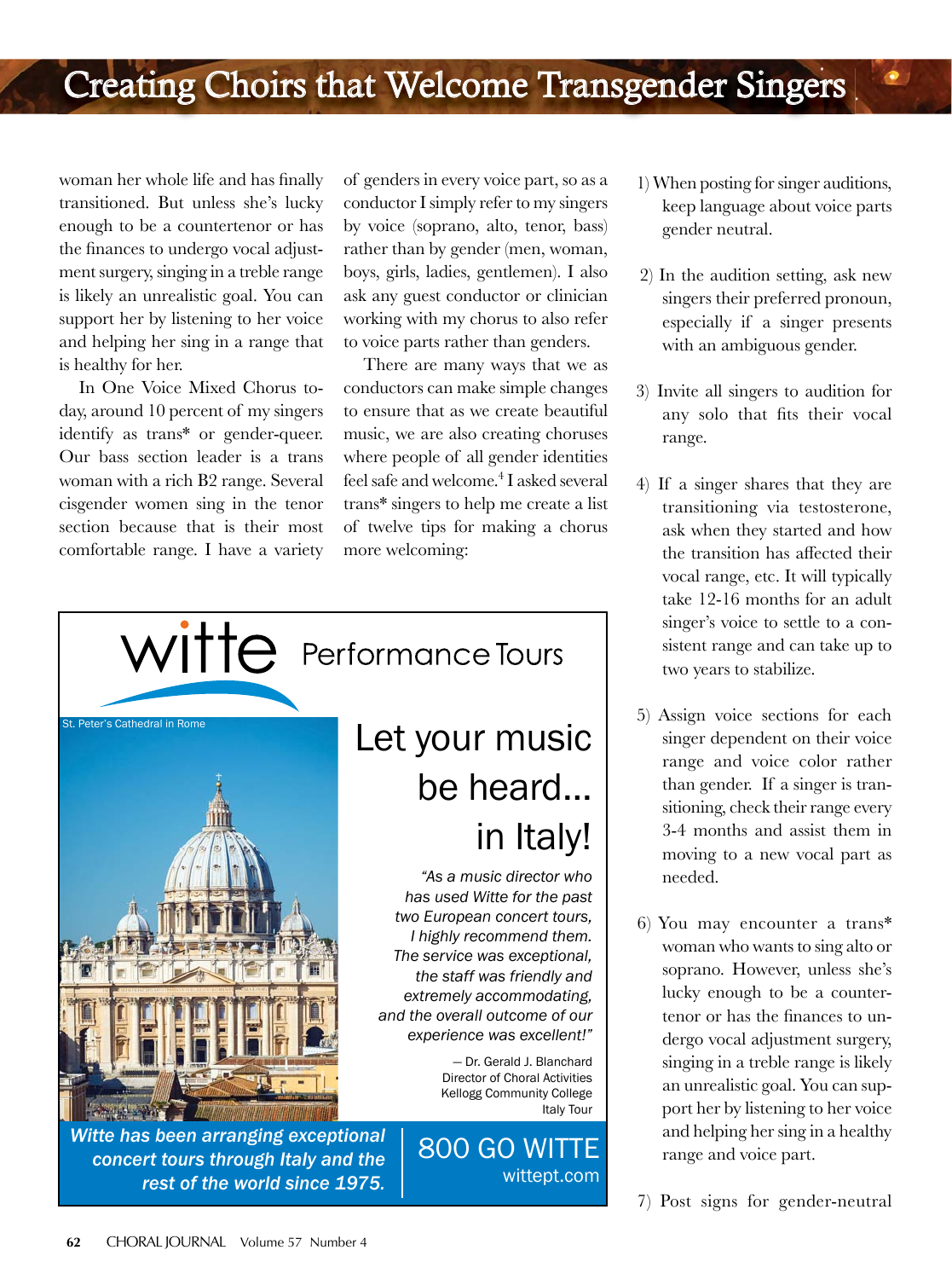woman her whole life and has finally transitioned. But unless she's lucky enough to be a countertenor or has the finances to undergo vocal adjustment surgery, singing in a treble range is likely an unrealistic goal. You can support her by listening to her voice and helping her sing in a range that is healthy for her.

In One Voice Mixed Chorus today, around 10 percent of my singers identify as trans* or gender-queer. Our bass section leader is a trans woman with a rich B2 range. Several cisgender women sing in the tenor section because that is their most comfortable range. I have a variety of genders in every voice part, so as a conductor I simply refer to my singers by voice (soprano, alto, tenor, bass) rather than by gender (men, woman, boys, girls, ladies, gentlemen). I also ask any guest conductor or clinician working with my chorus to also refer to voice parts rather than genders.

There are many ways that we as conductors can make simple changes to ensure that as we create beautiful music, we are also creating choruses where people of all gender identities feel safe and welcome.[4] I asked several trans* singers to help me create a list of twelve tips for making a chorus more welcoming:

1) When posting for singer auditions, keep language about voice parts gender neutral.

2) In the audition setting, ask new singers their preferred pronoun, especially if a singer presents with an ambiguous gender.

3) Invite all singers to audition for any solo that fits their vocal range.

4) If a singer shares that they are transitioning via testosterone, ask when they started and how the transition has affected their vocal range, etc. It will typically take 12-16 months for an adult singer's voice to settle to a consistent range and can take up to two years to stabilize.

5) Assign voice sections for each singer dependent on their voice range and voice color rather than gender. If a singer is transitioning, check their range every 3-4 months and assist them in moving to a new vocal part as needed.

6) You may encounter a trans* woman who wants to sing alto or soprano. However, unless she's lucky enough to be a countertenor or has the finances to undergo vocal adjustment surgery, singing in a treble range is likely an unrealistic goal. You can support her by listening to her voice and helping her sing in a healthy range and voice part.

7) Post signs for gender-neutral

witte Performance Tours

St. Peter's Cathedral in Rome

Let your music be heard... in Italy!

*"As a music director who has used Witte for the past two European concert tours, I highly recommend them. The service was exceptional, the staff was friendly and extremely accommodating, and the overall outcome of our experience was excellent!"*

— Dr. Gerald J. Blanchard
Director of Choral Activities
Kellogg Community College
Italy Tour

*Witte has been arranging exceptional concert tours through Italy and the rest of the world since 1975.*

800 GO WITTE
wittept.com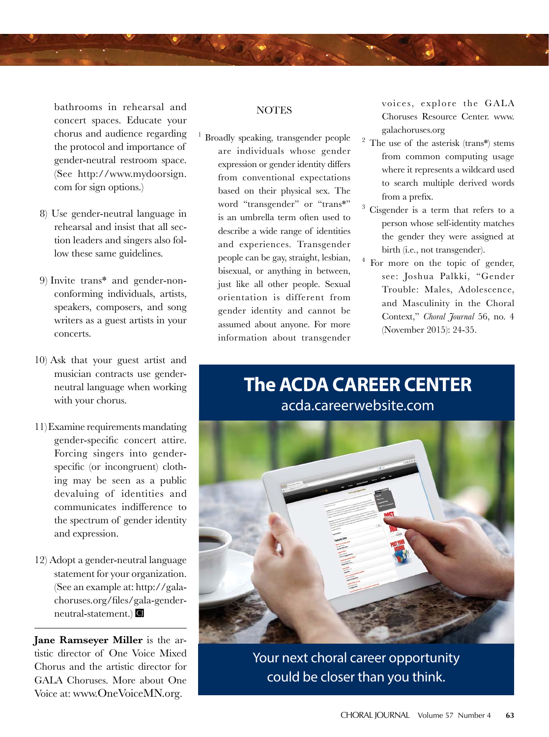bathrooms in rehearsal and concert spaces. Educate your chorus and audience regarding the protocol and importance of gender-neutral restroom space. (See http://www.mydoorsign.com for sign options.)

8) Use gender-neutral language in rehearsal and insist that all section leaders and singers also follow these same guidelines.

9) Invite trans* and gender-nonconforming individuals, artists, speakers, composers, and song writers as a guest artists in your concerts.

10) Ask that your guest artist and musician contracts use gender-neutral language when working with your chorus.

11) Examine requirements mandating gender-specific concert attire. Forcing singers into gender-specific (or incongruent) clothing may be seen as a public devaluing of identities and communicates indifference to the spectrum of gender identity and expression.

12) Adopt a gender-neutral language statement for your organization. (See an example at: http://galachoruses.org/files/gala-gender-neutral-statement.) CJ

---

**Jane Ramseyer Miller** is the artistic director of One Voice Mixed Chorus and the artistic director for GALA Choruses. More about One Voice at: www.OneVoiceMN.org.

## NOTES

[1] Broadly speaking, transgender people are individuals whose gender expression or gender identity differs from conventional expectations based on their physical sex. The word "transgender" or "trans*" is an umbrella term often used to describe a wide range of identities and experiences. Transgender people can be gay, straight, lesbian, bisexual, or anything in between, just like all other people. Sexual orientation is different from gender identity and cannot be assumed about anyone. For more information about transgender voices, explore the GALA Choruses Resource Center. www.galachoruses.org

[2] The use of the asterisk (trans*) stems from common computing usage where it represents a wildcard used to search multiple derived words from a prefix.

[3] Cisgender is a term that refers to a person whose self-identity matches the gender they were assigned at birth (i.e., not transgender).

[4] For more on the topic of gender, see: Joshua Palkki, "Gender Trouble: Males, Adolescence, and Masculinity in the Choral Context," *Choral Journal* 56, no. 4 (November 2015): 24-35.

**The ACDA CAREER CENTER**

acda.careerwebsite.com

Your next choral career opportunity could be closer than you think.